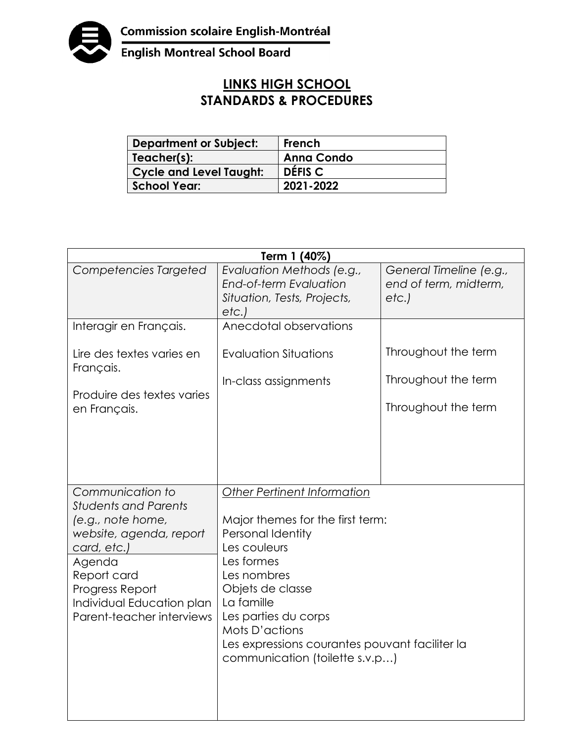Commission scolaire English-Montréal

English Montreal School Board

# LINKS HIGH SCHOOL
# STANDARDS & PROCEDURES

| Department or Subject: | French |
|---|---|
| Teacher(s): | Anna Condo |
| Cycle and Level Taught: | DÉFIS C |
| School Year: | 2021-2022 |

| Term 1 (40%) | | |
|---|---|---|
| *Competencies Targeted* | *Evaluation Methods (e.g., End-of-term Evaluation Situation, Tests, Projects, etc.)* | *General Timeline (e.g., end of term, midterm, etc.)* |
| Interagir en Français.<br><br>Lire des textes varies en Français.<br><br>Produire des textes varies en Français. | Anecdotal observations<br><br>Evaluation Situations<br><br>In-class assignments | <br><br>Throughout the term<br><br>Throughout the term<br><br>Throughout the term |
| *Communication to Students and Parents (e.g., note home, website, agenda, report card, etc.)* | *Other Pertinent Information* | |
| Agenda<br>Report card<br>Progress Report<br>Individual Education plan<br>Parent-teacher interviews | Major themes for the first term:<br>Personal Identity<br>Les couleurs<br>Les formes<br>Les nombres<br>Objets de classe<br>La famille<br>Les parties du corps<br>Mots D'actions<br>Les expressions courantes pouvant faciliter la communication (toilette s.v.p…) | |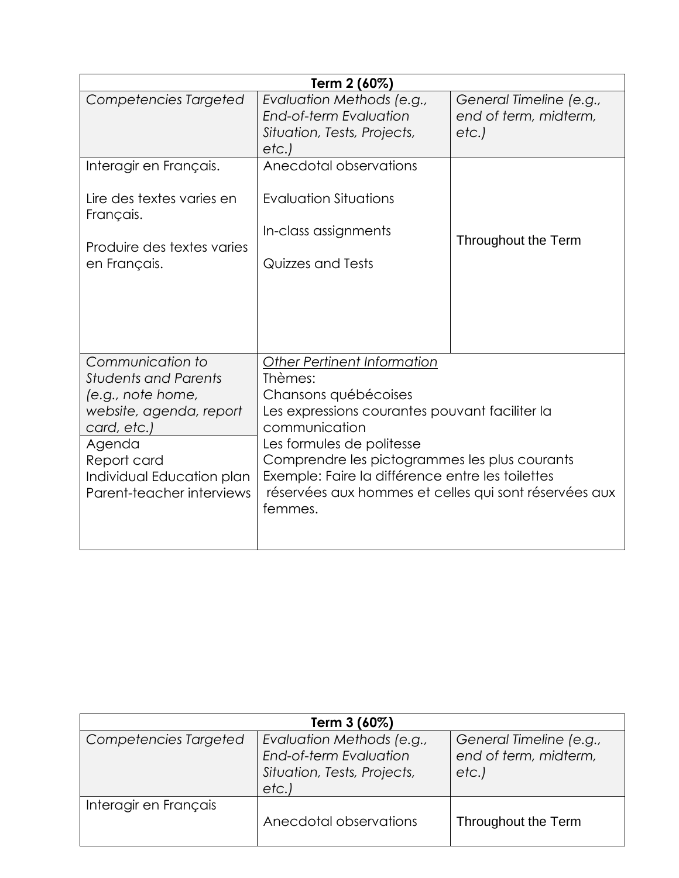| Term 2 (60%) | | |
|---|---|---|
| *Competencies Targeted* | *Evaluation Methods (e.g., End-of-term Evaluation Situation, Tests, Projects, etc.)* | *General Timeline (e.g., end of term, midterm, etc.)* |
| Interagir en Français.<br><br>Lire des textes varies en Français.<br><br>Produire des textes varies en Français. | Anecdotal observations<br><br>Evaluation Situations<br><br>In-class assignments<br><br>Quizzes and Tests | Throughout the Term |
| *Communication to Students and Parents (e.g., note home, website, agenda, report card, etc.)* | *Other Pertinent Information*<br>Thèmes:<br>Chansons québécoises<br>Les expressions courantes pouvant faciliter la communication<br>Les formules de politesse<br>Comprendre les pictogrammes les plus courants<br>Exemple: Faire la différence entre les toilettes réservées aux hommes et celles qui sont réservées aux femmes. | |
| Agenda<br>Report card<br>Individual Education plan<br>Parent-teacher interviews | | |

| Term 3 (60%) | | |
|---|---|---|
| *Competencies Targeted* | *Evaluation Methods (e.g., End-of-term Evaluation Situation, Tests, Projects, etc.)* | *General Timeline (e.g., end of term, midterm, etc.)* |
| Interagir en Français | Anecdotal observations | Throughout the Term |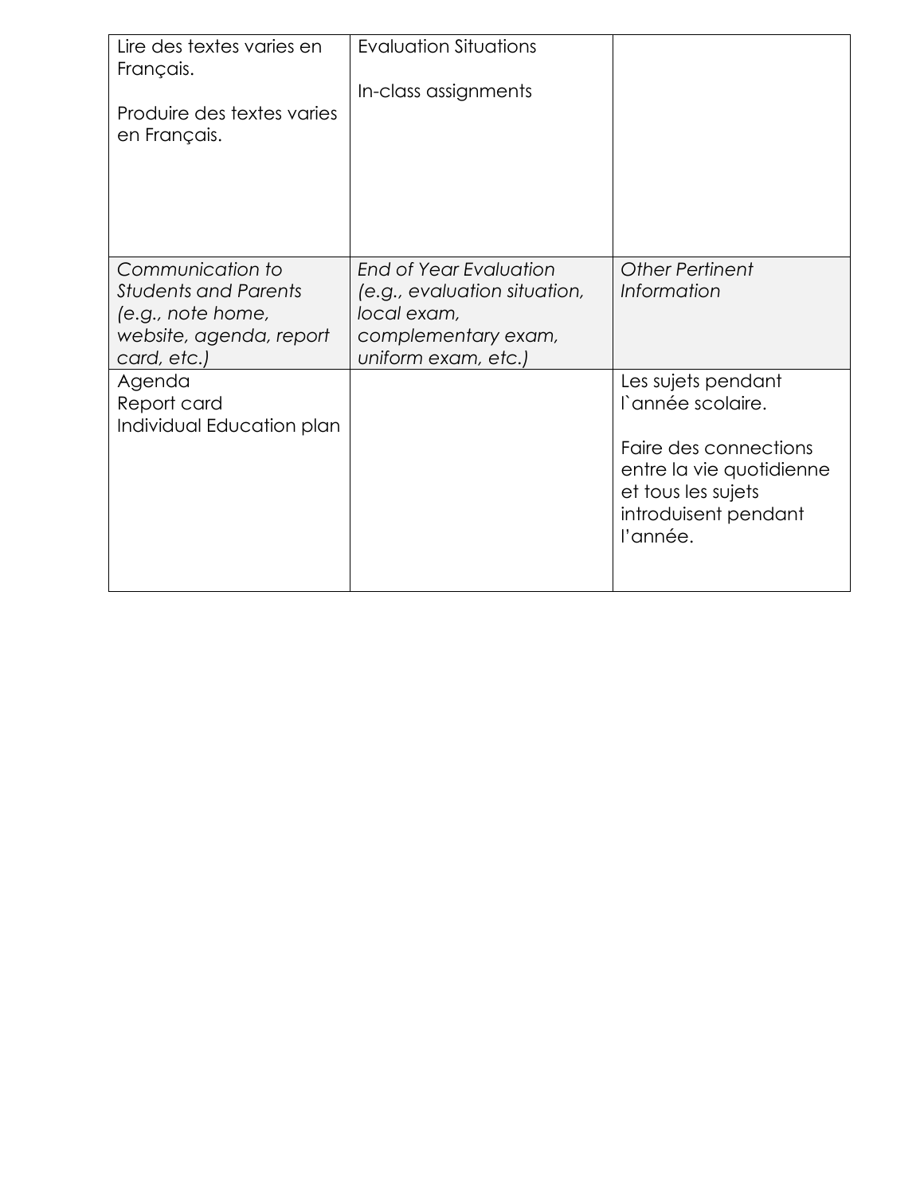| | | |
|---|---|---|
| Lire des textes varies en Français.<br><br>Produire des textes varies en Français. | Evaluation Situations<br><br>In-class assignments | |
| *Communication to Students and Parents (e.g., note home, website, agenda, report card, etc.)* | *End of Year Evaluation (e.g., evaluation situation, local exam, complementary exam, uniform exam, etc.)* | *Other Pertinent Information* |
| Agenda<br>Report card<br>Individual Education plan | | Les sujets pendant l`année scolaire.<br><br>Faire des connections entre la vie quotidienne et tous les sujets introduisent pendant l'année. |